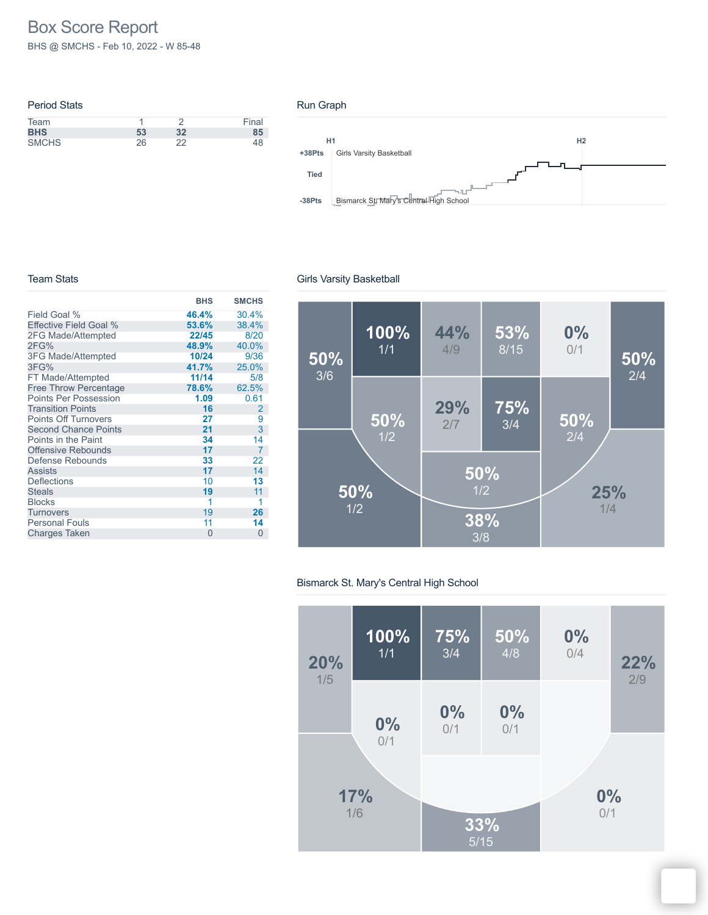# Box Score Report

BHS @ SMCHS - Feb 10, 2022 - W 85-48

## Period Stats

| Team | 1 | 2 | Final |
|---|---|---|---|
| **BHS** | **53** | **32** | **85** |
| SMCHS | 26 | 22 | 48 |

## Run Graph

H1

H2

+38Pts

Tied

-38Pts

Girls Varsity Basketball

Bismarck St. Mary's Central High School

## Team Stats

| | BHS | SMCHS |
|---|---|---|
| Field Goal % | **46.4%** | 30.4% |
| Effective Field Goal % | **53.6%** | 38.4% |
| 2FG Made/Attempted | **22/45** | 8/20 |
| 2FG% | **48.9%** | 40.0% |
| 3FG Made/Attempted | **10/24** | 9/36 |
| 3FG% | **41.7%** | 25.0% |
| FT Made/Attempted | **11/14** | 5/8 |
| Free Throw Percentage | **78.6%** | 62.5% |
| Points Per Possession | **1.09** | 0.61 |
| Transition Points | **16** | 2 |
| Points Off Turnovers | **27** | 9 |
| Second Chance Points | **21** | 3 |
| Points in the Paint | **34** | 14 |
| Offensive Rebounds | **17** | 7 |
| Defense Rebounds | **33** | 22 |
| Assists | **17** | 14 |
| Deflections | 10 | **13** |
| Steals | **19** | 11 |
| Blocks | 1 | 1 |
| Turnovers | 19 | **26** |
| Personal Fouls | 11 | **14** |
| Charges Taken | 0 | 0 |

## Girls Varsity Basketball

50% 3/6
100% 1/1
44% 4/9
53% 8/15
0% 0/1
50% 2/4
50% 1/2
29% 2/7
75% 3/4
50% 2/4
50% 1/2
50% 1/2
25% 1/4
38% 3/8

## Bismarck St. Mary's Central High School

20% 1/5
100% 1/1
75% 3/4
50% 4/8
0% 0/4
22% 2/9
0% 0/1
0% 0/1
0% 0/1
17% 1/6
0% 0/1
33% 5/15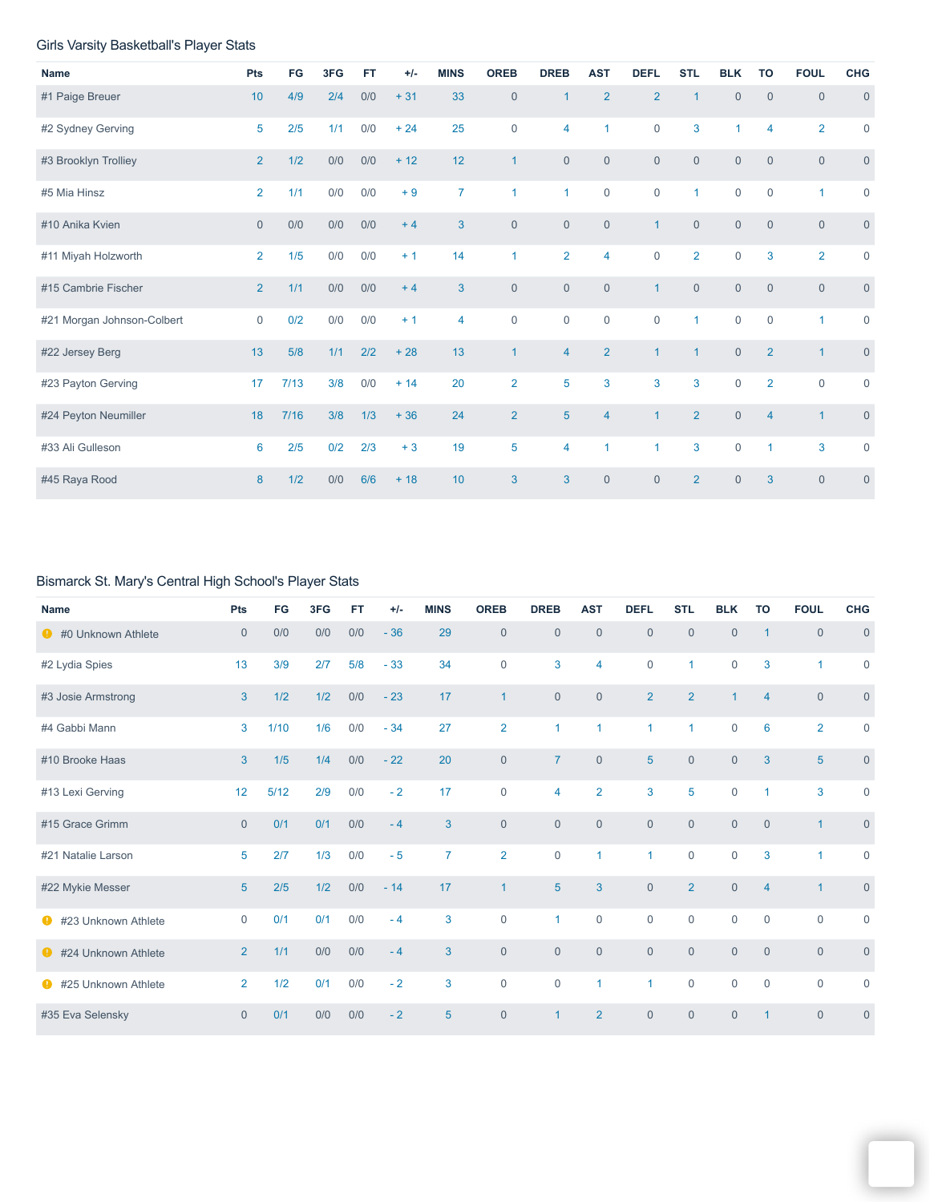Girls Varsity Basketball's Player Stats

| Name | Pts | FG | 3FG | FT | +/- | MINS | OREB | DREB | AST | DEFL | STL | BLK | TO | FOUL | CHG |
|---|---|---|---|---|---|---|---|---|---|---|---|---|---|---|---|
| #1 Paige Breuer | 10 | 4/9 | 2/4 | 0/0 | + 31 | 33 | 0 | 1 | 2 | 2 | 1 | 0 | 0 | 0 | 0 |
| #2 Sydney Gerving | 5 | 2/5 | 1/1 | 0/0 | + 24 | 25 | 0 | 4 | 1 | 0 | 3 | 1 | 4 | 2 | 0 |
| #3 Brooklyn Trolliey | 2 | 1/2 | 0/0 | 0/0 | + 12 | 12 | 1 | 0 | 0 | 0 | 0 | 0 | 0 | 0 | 0 |
| #5 Mia Hinsz | 2 | 1/1 | 0/0 | 0/0 | + 9 | 7 | 1 | 1 | 0 | 0 | 1 | 0 | 0 | 1 | 0 |
| #10 Anika Kvien | 0 | 0/0 | 0/0 | 0/0 | + 4 | 3 | 0 | 0 | 0 | 1 | 0 | 0 | 0 | 0 | 0 |
| #11 Miyah Holzworth | 2 | 1/5 | 0/0 | 0/0 | + 1 | 14 | 1 | 2 | 4 | 0 | 2 | 0 | 3 | 2 | 0 |
| #15 Cambrie Fischer | 2 | 1/1 | 0/0 | 0/0 | + 4 | 3 | 0 | 0 | 0 | 1 | 0 | 0 | 0 | 0 | 0 |
| #21 Morgan Johnson-Colbert | 0 | 0/2 | 0/0 | 0/0 | + 1 | 4 | 0 | 0 | 0 | 0 | 1 | 0 | 0 | 1 | 0 |
| #22 Jersey Berg | 13 | 5/8 | 1/1 | 2/2 | + 28 | 13 | 1 | 4 | 2 | 1 | 1 | 0 | 2 | 1 | 0 |
| #23 Payton Gerving | 17 | 7/13 | 3/8 | 0/0 | + 14 | 20 | 2 | 5 | 3 | 3 | 3 | 0 | 2 | 0 | 0 |
| #24 Peyton Neumiller | 18 | 7/16 | 3/8 | 1/3 | + 36 | 24 | 2 | 5 | 4 | 1 | 2 | 0 | 4 | 1 | 0 |
| #33 Ali Gulleson | 6 | 2/5 | 0/2 | 2/3 | + 3 | 19 | 5 | 4 | 1 | 1 | 3 | 0 | 1 | 3 | 0 |
| #45 Raya Rood | 8 | 1/2 | 0/0 | 6/6 | + 18 | 10 | 3 | 3 | 0 | 0 | 2 | 0 | 3 | 0 | 0 |

Bismarck St. Mary's Central High School's Player Stats

| Name | Pts | FG | 3FG | FT | +/- | MINS | OREB | DREB | AST | DEFL | STL | BLK | TO | FOUL | CHG |
|---|---|---|---|---|---|---|---|---|---|---|---|---|---|---|---|
| #0 Unknown Athlete | 0 | 0/0 | 0/0 | 0/0 | - 36 | 29 | 0 | 0 | 0 | 0 | 0 | 0 | 1 | 0 | 0 |
| #2 Lydia Spies | 13 | 3/9 | 2/7 | 5/8 | - 33 | 34 | 0 | 3 | 4 | 0 | 1 | 0 | 3 | 1 | 0 |
| #3 Josie Armstrong | 3 | 1/2 | 1/2 | 0/0 | - 23 | 17 | 1 | 0 | 0 | 2 | 2 | 1 | 4 | 0 | 0 |
| #4 Gabbi Mann | 3 | 1/10 | 1/6 | 0/0 | - 34 | 27 | 2 | 1 | 1 | 1 | 1 | 0 | 6 | 2 | 0 |
| #10 Brooke Haas | 3 | 1/5 | 1/4 | 0/0 | - 22 | 20 | 0 | 7 | 0 | 5 | 0 | 0 | 3 | 5 | 0 |
| #13 Lexi Gerving | 12 | 5/12 | 2/9 | 0/0 | - 2 | 17 | 0 | 4 | 2 | 3 | 5 | 0 | 1 | 3 | 0 |
| #15 Grace Grimm | 0 | 0/1 | 0/1 | 0/0 | - 4 | 3 | 0 | 0 | 0 | 0 | 0 | 0 | 0 | 1 | 0 |
| #21 Natalie Larson | 5 | 2/7 | 1/3 | 0/0 | - 5 | 7 | 2 | 0 | 1 | 1 | 0 | 0 | 3 | 1 | 0 |
| #22 Mykie Messer | 5 | 2/5 | 1/2 | 0/0 | - 14 | 17 | 1 | 5 | 3 | 0 | 2 | 0 | 4 | 1 | 0 |
| #23 Unknown Athlete | 0 | 0/1 | 0/1 | 0/0 | - 4 | 3 | 0 | 1 | 0 | 0 | 0 | 0 | 0 | 0 | 0 |
| #24 Unknown Athlete | 2 | 1/1 | 0/0 | 0/0 | - 4 | 3 | 0 | 0 | 0 | 0 | 0 | 0 | 0 | 0 | 0 |
| #25 Unknown Athlete | 2 | 1/2 | 0/1 | 0/0 | - 2 | 3 | 0 | 0 | 1 | 1 | 0 | 0 | 0 | 0 | 0 |
| #35 Eva Selensky | 0 | 0/1 | 0/0 | 0/0 | - 2 | 5 | 0 | 1 | 2 | 0 | 0 | 0 | 1 | 0 | 0 |